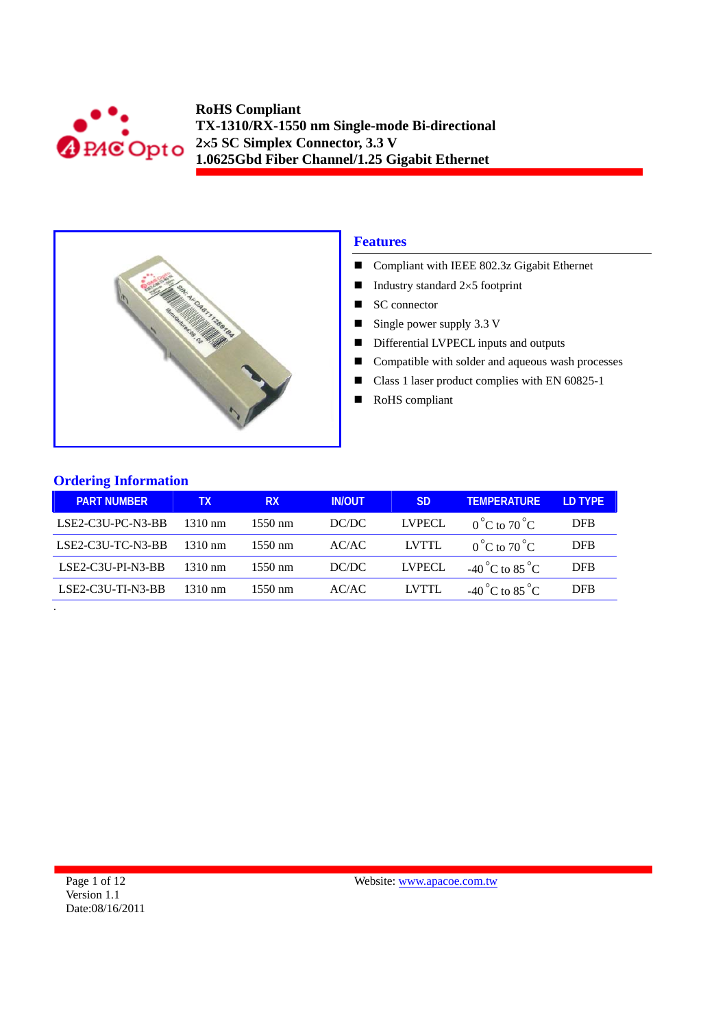**RoHS Compliant**
**TX-1310/RX-1550 nm Single-mode Bi-directional**
**2×5 SC Simplex Connector, 3.3 V**
**1.0625Gbd Fiber Channel/1.25 Gigabit Ethernet**

## Features

- Compliant with IEEE 802.3z Gigabit Ethernet
- Industry standard 2×5 footprint
- SC connector
- Single power supply 3.3 V
- Differential LVPECL inputs and outputs
- Compatible with solder and aqueous wash processes
- Class 1 laser product complies with EN 60825-1
- RoHS compliant

## Ordering Information

| PART NUMBER | TX | RX | IN/OUT | SD | TEMPERATURE | LD TYPE |
|---|---|---|---|---|---|---|
| LSE2-C3U-PC-N3-BB | 1310 nm | 1550 nm | DC/DC | LVPECL | 0 °C to 70 °C | DFB |
| LSE2-C3U-TC-N3-BB | 1310 nm | 1550 nm | AC/AC | LVTTL | 0 °C to 70 °C | DFB |
| LSE2-C3U-PI-N3-BB | 1310 nm | 1550 nm | DC/DC | LVPECL | -40 °C to 85 °C | DFB |
| LSE2-C3U-TI-N3-BB | 1310 nm | 1550 nm | AC/AC | LVTTL | -40 °C to 85 °C | DFB |

Version 1.1
Date:08/16/2011

Website: www.apacoe.com.tw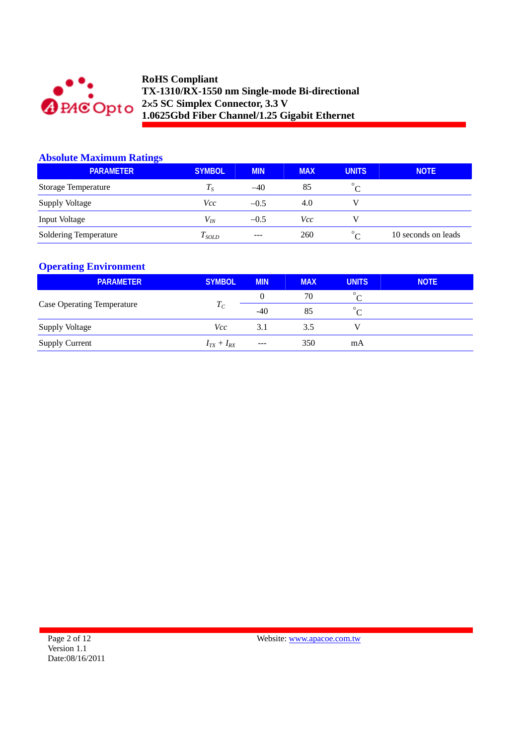## Absolute Maximum Ratings

| PARAMETER | SYMBOL | MIN | MAX | UNITS | NOTE |
|---|---|---|---|---|---|
| Storage Temperature | $T_S$ | –40 | 85 | °C | |
| Supply Voltage | $Vcc$ | –0.5 | 4.0 | V | |
| Input Voltage | $V_{IN}$ | –0.5 | $Vcc$ | V | |
| Soldering Temperature | $T_{SOLD}$ | --- | 260 | °C | 10 seconds on leads |

## Operating Environment

| PARAMETER | SYMBOL | MIN | MAX | UNITS | NOTE |
|---|---|---|---|---|---|
| Case Operating Temperature | $T_C$ | 0 | 70 | °C | |
| | | -40 | 85 | °C | |
| Supply Voltage | $Vcc$ | 3.1 | 3.5 | V | |
| Supply Current | $I_{TX} + I_{RX}$ | --- | 350 | mA | |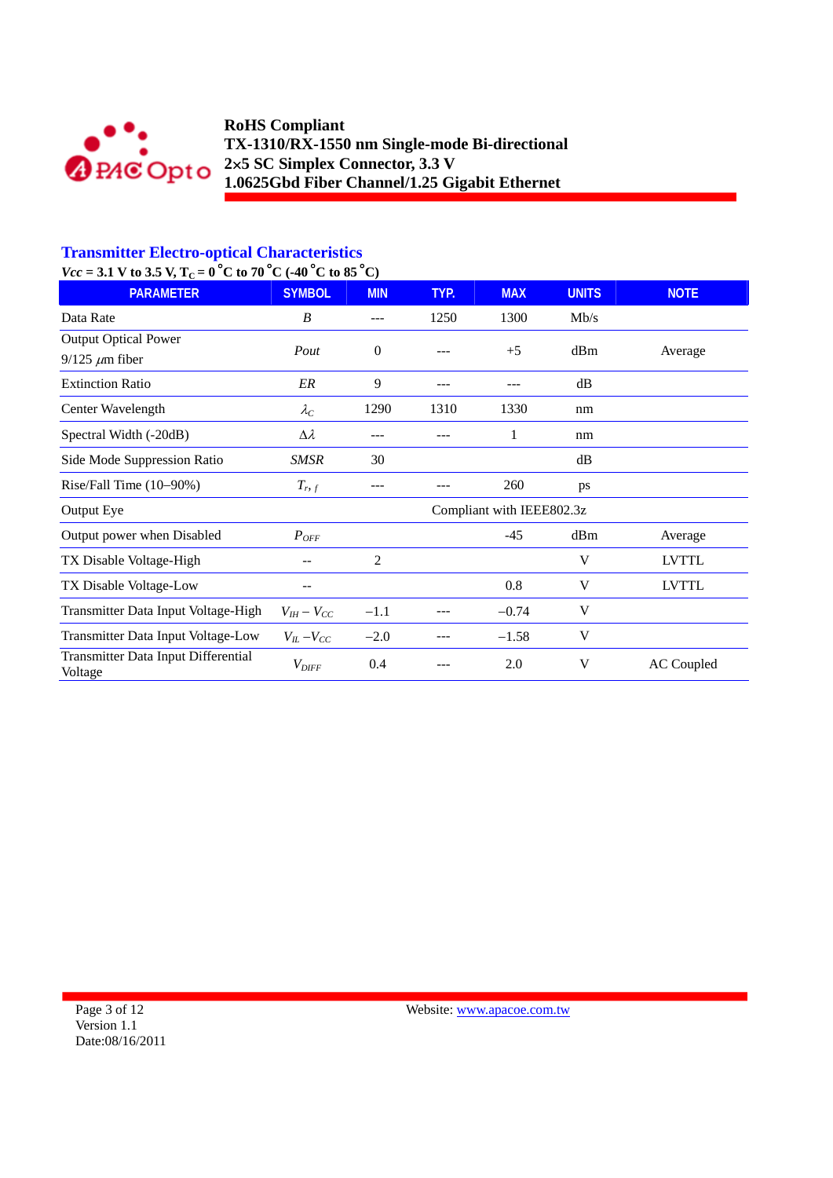## Transmitter Electro-optical Characteristics

***Vcc* = 3.1 V to 3.5 V, $T_C$ = 0 °C to 70 °C (-40 °C to 85 °C)**

| PARAMETER | SYMBOL | MIN | TYP. | MAX | UNITS | NOTE |
|---|---|---|---|---|---|---|
| Data Rate | *B* | --- | 1250 | 1300 | Mb/s | |
| Output Optical Power 9/125 $\mu$m fiber | *Pout* | 0 | --- | +5 | dBm | Average |
| Extinction Ratio | *ER* | 9 | --- | --- | dB | |
| Center Wavelength | $\lambda_C$ | 1290 | 1310 | 1330 | nm | |
| Spectral Width (-20dB) | $\Delta\lambda$ | --- | --- | 1 | nm | |
| Side Mode Suppression Ratio | *SMSR* | 30 | | | dB | |
| Rise/Fall Time (10–90%) | $T_{r,f}$ | --- | --- | 260 | ps | |
| Output Eye | Compliant with IEEE802.3z | | | | | |
| Output power when Disabled | $P_{OFF}$ | | | -45 | dBm | Average |
| TX Disable Voltage-High | -- | 2 | | | V | LVTTL |
| TX Disable Voltage-Low | -- | | | 0.8 | V | LVTTL |
| Transmitter Data Input Voltage-High | $V_{IH} - V_{CC}$ | −1.1 | --- | −0.74 | V | |
| Transmitter Data Input Voltage-Low | $V_{IL} - V_{CC}$ | −2.0 | --- | −1.58 | V | |
| Transmitter Data Input Differential Voltage | $V_{DIFF}$ | 0.4 | --- | 2.0 | V | AC Coupled |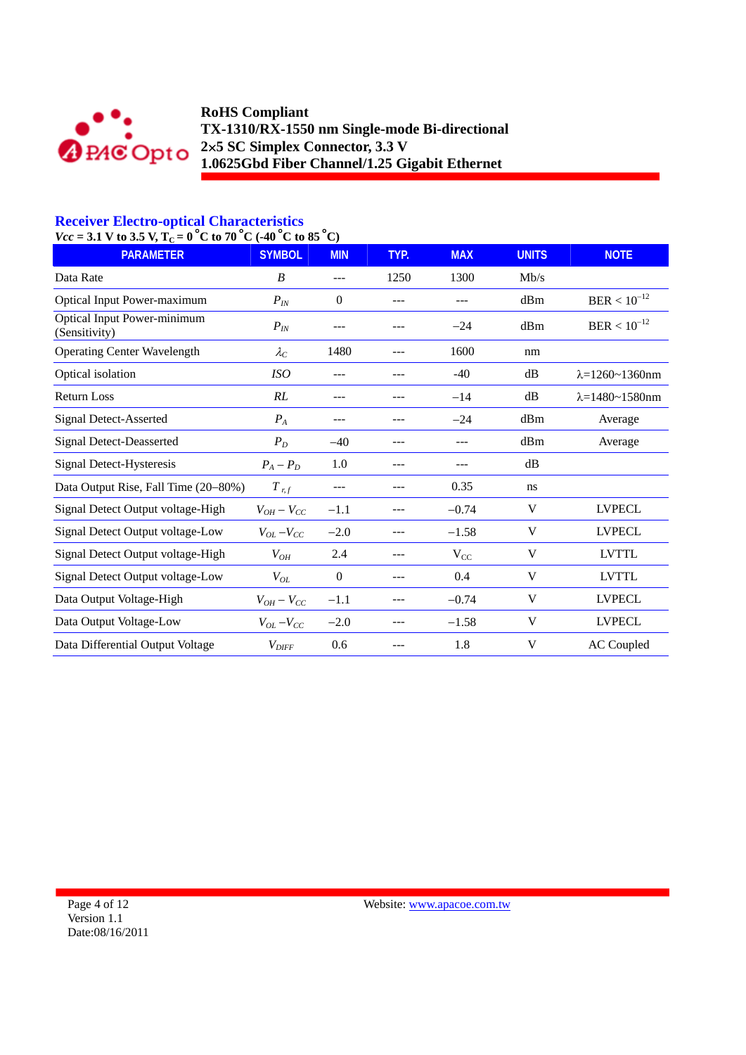## Receiver Electro-optical Characteristics

***Vcc* = 3.1 V to 3.5 V, $T_C$ = 0 °C to 70 °C (-40 °C to 85 °C)**

| PARAMETER | SYMBOL | MIN | TYP. | MAX | UNITS | NOTE |
|---|---|---|---|---|---|---|
| Data Rate | $B$ | --- | 1250 | 1300 | Mb/s | |
| Optical Input Power-maximum | $P_{IN}$ | 0 | --- | --- | dBm | BER < $10^{-12}$ |
| Optical Input Power-minimum (Sensitivity) | $P_{IN}$ | --- | --- | −24 | dBm | BER < $10^{-12}$ |
| Operating Center Wavelength | $\lambda_C$ | 1480 | --- | 1600 | nm | |
| Optical isolation | $ISO$ | --- | --- | -40 | dB | λ=1260~1360nm |
| Return Loss | $RL$ | --- | --- | −14 | dB | λ=1480~1580nm |
| Signal Detect-Asserted | $P_A$ | --- | --- | −24 | dBm | Average |
| Signal Detect-Deasserted | $P_D$ | −40 | --- | --- | dBm | Average |
| Signal Detect-Hysteresis | $P_A - P_D$ | 1.0 | --- | --- | dB | |
| Data Output Rise, Fall Time (20–80%) | $T_{r,f}$ | --- | --- | 0.35 | ns | |
| Signal Detect Output voltage-High | $V_{OH} - V_{CC}$ | −1.1 | --- | −0.74 | V | LVPECL |
| Signal Detect Output voltage-Low | $V_{OL} - V_{CC}$ | −2.0 | --- | −1.58 | V | LVPECL |
| Signal Detect Output voltage-High | $V_{OH}$ | 2.4 | --- | $V_{CC}$ | V | LVTTL |
| Signal Detect Output voltage-Low | $V_{OL}$ | 0 | --- | 0.4 | V | LVTTL |
| Data Output Voltage-High | $V_{OH} - V_{CC}$ | −1.1 | --- | −0.74 | V | LVPECL |
| Data Output Voltage-Low | $V_{OL} - V_{CC}$ | −2.0 | --- | −1.58 | V | LVPECL |
| Data Differential Output Voltage | $V_{DIFF}$ | 0.6 | --- | 1.8 | V | AC Coupled |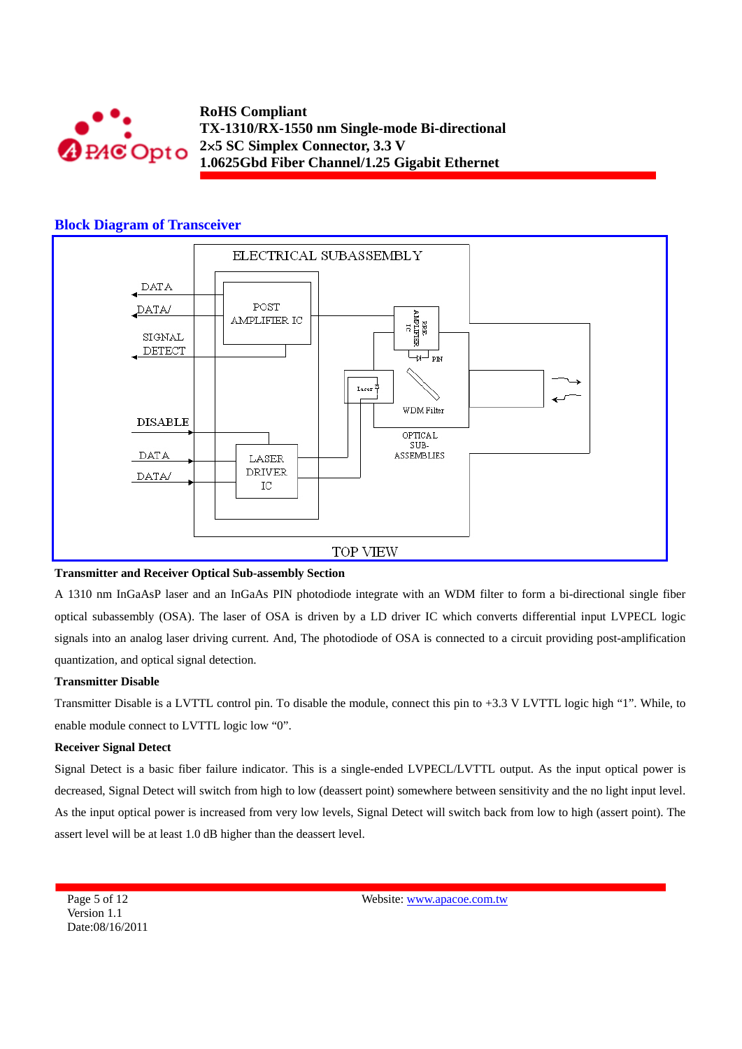## Block Diagram of Transceiver

**Transmitter and Receiver Optical Sub-assembly Section**

A 1310 nm InGaAsP laser and an InGaAs PIN photodiode integrate with an WDM filter to form a bi-directional single fiber optical subassembly (OSA). The laser of OSA is driven by a LD driver IC which converts differential input LVPECL logic signals into an analog laser driving current. And, The photodiode of OSA is connected to a circuit providing post-amplification quantization, and optical signal detection.

**Transmitter Disable**

Transmitter Disable is a LVTTL control pin. To disable the module, connect this pin to +3.3 V LVTTL logic high "1". While, to enable module connect to LVTTL logic low "0".

**Receiver Signal Detect**

Signal Detect is a basic fiber failure indicator. This is a single-ended LVPECL/LVTTL output. As the input optical power is decreased, Signal Detect will switch from high to low (deassert point) somewhere between sensitivity and the no light input level. As the input optical power is increased from very low levels, Signal Detect will switch back from low to high (assert point). The assert level will be at least 1.0 dB higher than the deassert level.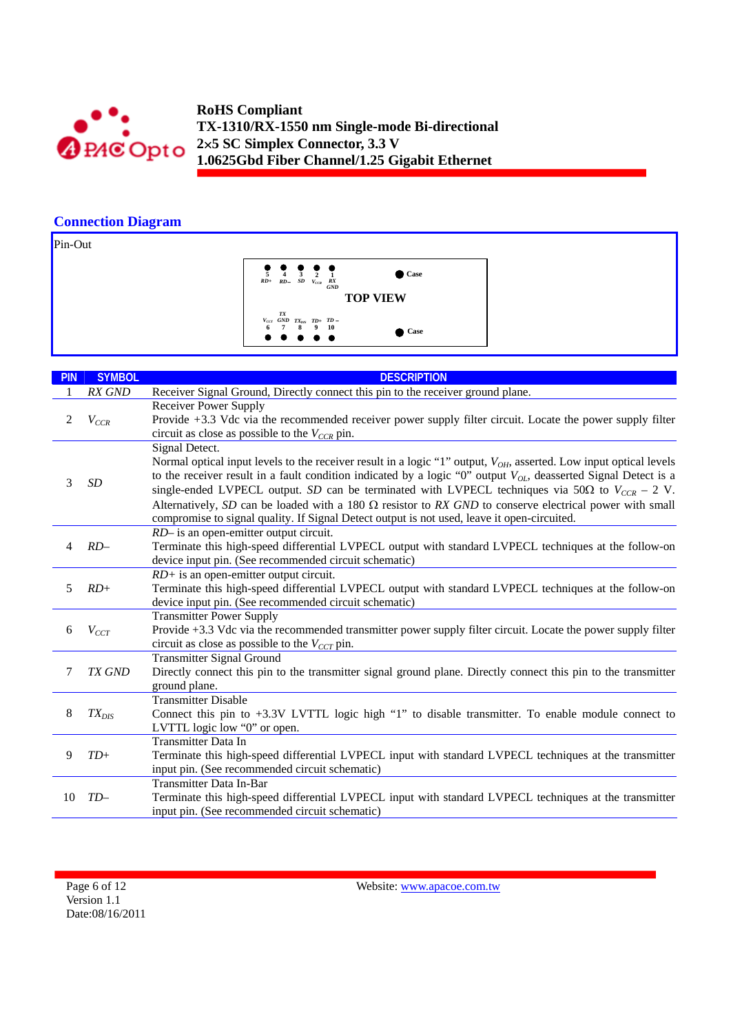## Connection Diagram

Pin-Out

TOP VIEW

| 5 | 4 | 3 | 2 | 1 | |
|---|---|---|---|---|---|
| RD+ | RD– | SD | $V_{CCR}$ | RX GND | Case |

| 6 | 7 | 8 | 9 | 10 | |
|---|---|---|---|---|---|
| $V_{CCT}$ | TX GND | $TX_{DIS}$ | TD+ | TD – | Case |

| PIN | SYMBOL | DESCRIPTION |
|---|---|---|
| 1 | *RX GND* | Receiver Signal Ground, Directly connect this pin to the receiver ground plane. |
| 2 | $V_{CCR}$ | Receiver Power Supply<br>Provide +3.3 Vdc via the recommended receiver power supply filter circuit. Locate the power supply filter circuit as close as possible to the $V_{CCR}$ pin. |
| 3 | *SD* | Signal Detect.<br>Normal optical input levels to the receiver result in a logic "1" output, $V_{OH}$, asserted. Low input optical levels to the receiver result in a fault condition indicated by a logic "0" output $V_{OL}$, deasserted Signal Detect is a single-ended LVPECL output. *SD* can be terminated with LVPECL techniques via 50Ω to $V_{CCR}$ – 2 V. Alternatively, *SD* can be loaded with a 180 Ω resistor to *RX GND* to conserve electrical power with small compromise to signal quality. If Signal Detect output is not used, leave it open-circuited. |
| 4 | *RD–* | *RD–* is an open-emitter output circuit.<br>Terminate this high-speed differential LVPECL output with standard LVPECL techniques at the follow-on device input pin. (See recommended circuit schematic) |
| 5 | *RD+* | *RD+* is an open-emitter output circuit.<br>Terminate this high-speed differential LVPECL output with standard LVPECL techniques at the follow-on device input pin. (See recommended circuit schematic) |
| 6 | $V_{CCT}$ | Transmitter Power Supply<br>Provide +3.3 Vdc via the recommended transmitter power supply filter circuit. Locate the power supply filter circuit as close as possible to the $V_{CCT}$ pin. |
| 7 | *TX GND* | Transmitter Signal Ground<br>Directly connect this pin to the transmitter signal ground plane. Directly connect this pin to the transmitter ground plane. |
| 8 | $TX_{DIS}$ | Transmitter Disable<br>Connect this pin to +3.3V LVTTL logic high "1" to disable transmitter. To enable module connect to LVTTL logic low "0" or open. |
| 9 | *TD+* | Transmitter Data In<br>Terminate this high-speed differential LVPECL input with standard LVPECL techniques at the transmitter input pin. (See recommended circuit schematic) |
| 10 | *TD–* | Transmitter Data In-Bar<br>Terminate this high-speed differential LVPECL input with standard LVPECL techniques at the transmitter input pin. (See recommended circuit schematic) |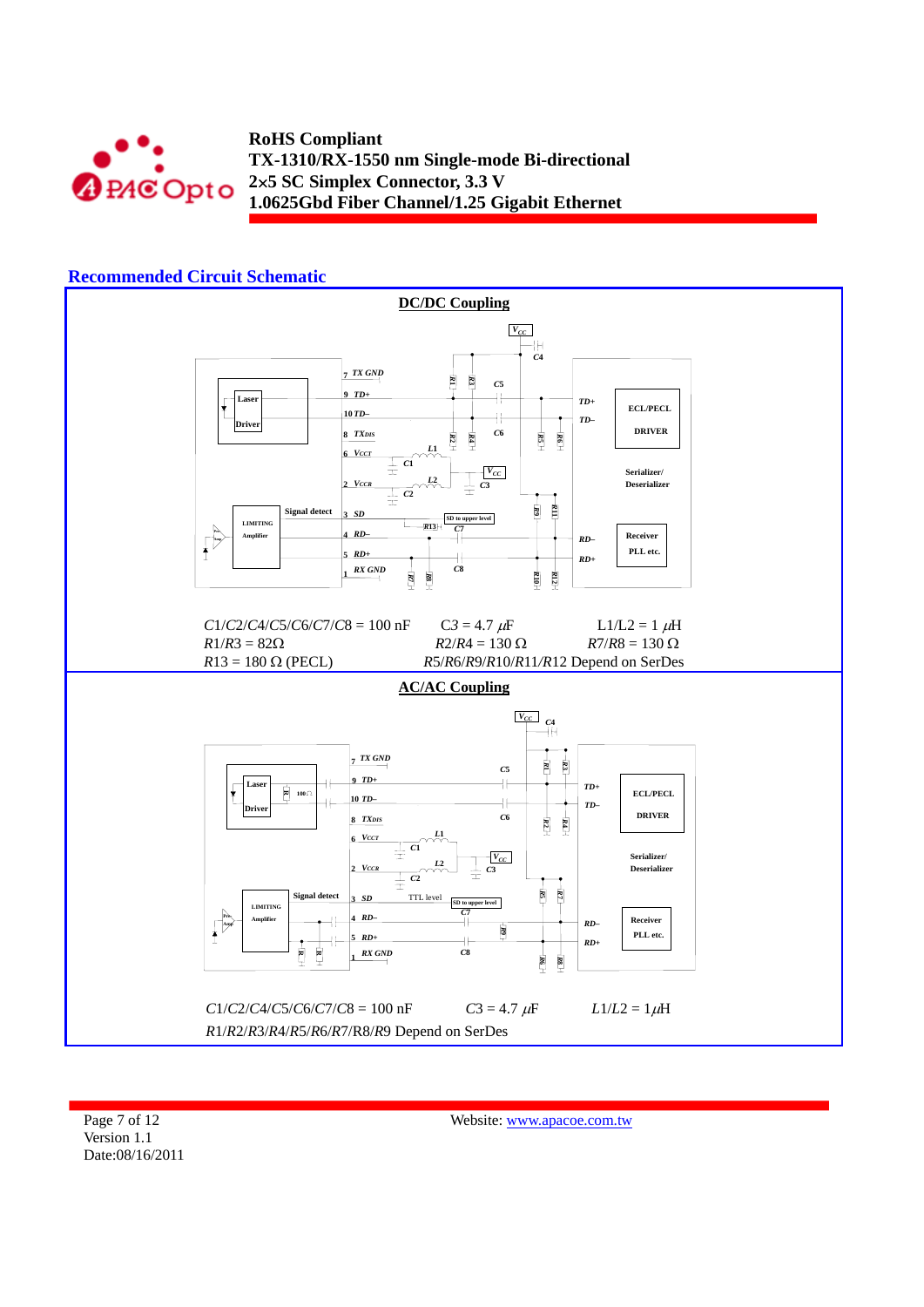## Recommended Circuit Schematic

**DC/DC Coupling**

$C1/C2/C4/C5/C6/C7/C8$ = 100 nF $C3$ = 4.7 $\mu$F L1/L2 = 1 $\mu$H

$R1/R3$ = 82Ω $R2/R4$ = 130 Ω $R7/R8$ = 130 Ω

$R13$ = 180 Ω (PECL) $R5/R6/R9/R10/R11/R12$ Depend on SerDes

**AC/AC Coupling**

$C1/C2/C4/C5/C6/C7/C8$ = 100 nF $C3$ = 4.7 $\mu$F $L1/L2$ = 1$\mu$H

$R1/R2/R3/R4/R5/R6/R7/R8/R9$ Depend on SerDes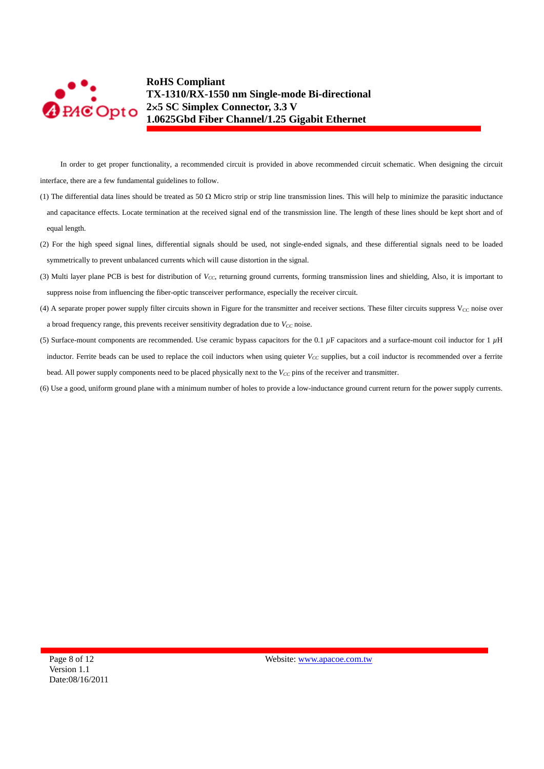In order to get proper functionality, a recommended circuit is provided in above recommended circuit schematic. When designing the circuit interface, there are a few fundamental guidelines to follow.

(1) The differential data lines should be treated as 50 Ω Micro strip or strip line transmission lines. This will help to minimize the parasitic inductance and capacitance effects. Locate termination at the received signal end of the transmission line. The length of these lines should be kept short and of equal length.

(2) For the high speed signal lines, differential signals should be used, not single-ended signals, and these differential signals need to be loaded symmetrically to prevent unbalanced currents which will cause distortion in the signal.

(3) Multi layer plane PCB is best for distribution of $V_{CC}$, returning ground currents, forming transmission lines and shielding, Also, it is important to suppress noise from influencing the fiber-optic transceiver performance, especially the receiver circuit.

(4) A separate proper power supply filter circuits shown in Figure for the transmitter and receiver sections. These filter circuits suppress $V_{CC}$ noise over a broad frequency range, this prevents receiver sensitivity degradation due to $V_{CC}$ noise.

(5) Surface-mount components are recommended. Use ceramic bypass capacitors for the 0.1 $\mu$F capacitors and a surface-mount coil inductor for 1 $\mu$H inductor. Ferrite beads can be used to replace the coil inductors when using quieter $V_{CC}$ supplies, but a coil inductor is recommended over a ferrite bead. All power supply components need to be placed physically next to the $V_{CC}$ pins of the receiver and transmitter.

(6) Use a good, uniform ground plane with a minimum number of holes to provide a low-inductance ground current return for the power supply currents.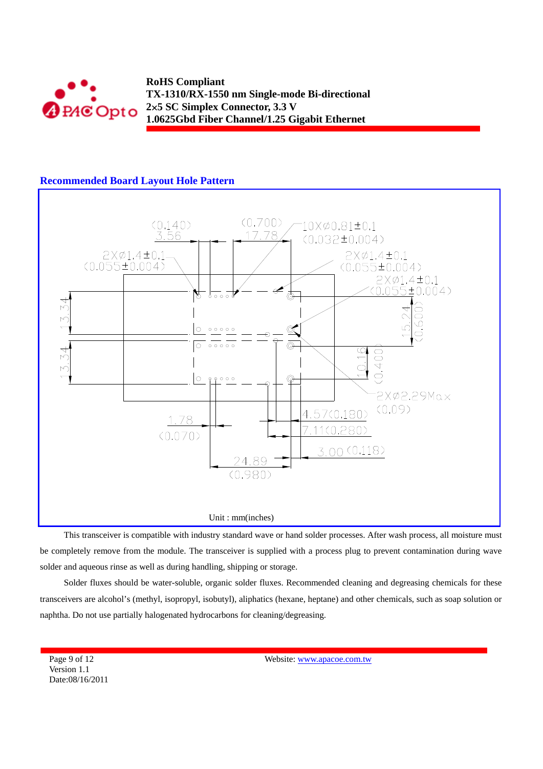## Recommended Board Layout Hole Pattern

(0.140) 3.56

(0.700) 17.78

10XØ0.81±0.1 (0.032±0.004)

2XØ1.4±0.1 (0.055±0.004)

2XØ1.4±0.1 (0.055±0.004)

2XØ1.4±0.1 (0.055±0.004)

13.34

13.34

15.24 (0.600)

10.16 (0.400)

2XØ2.29Max (0.09)

1.78 (0.070)

4.57(0.180)

7.11(0.280)

3.00 (0.118)

24.89 (0.980)

Unit : mm(inches)

This transceiver is compatible with industry standard wave or hand solder processes. After wash process, all moisture must be completely remove from the module. The transceiver is supplied with a process plug to prevent contamination during wave solder and aqueous rinse as well as during handling, shipping or storage.

Solder fluxes should be water-soluble, organic solder fluxes. Recommended cleaning and degreasing chemicals for these transceivers are alcohol's (methyl, isopropyl, isobutyl), aliphatics (hexane, heptane) and other chemicals, such as soap solution or naphtha. Do not use partially halogenated hydrocarbons for cleaning/degreasing.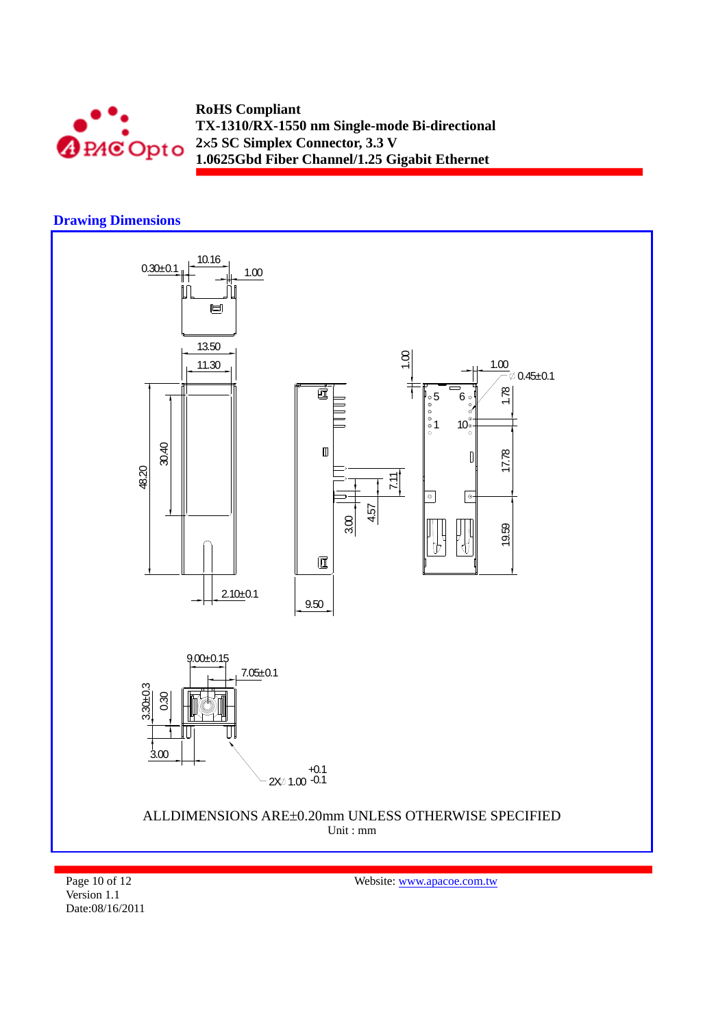## Drawing Dimensions

ALLDIMENSIONS ARE±0.20mm UNLESS OTHERWISE SPECIFIED

Unit : mm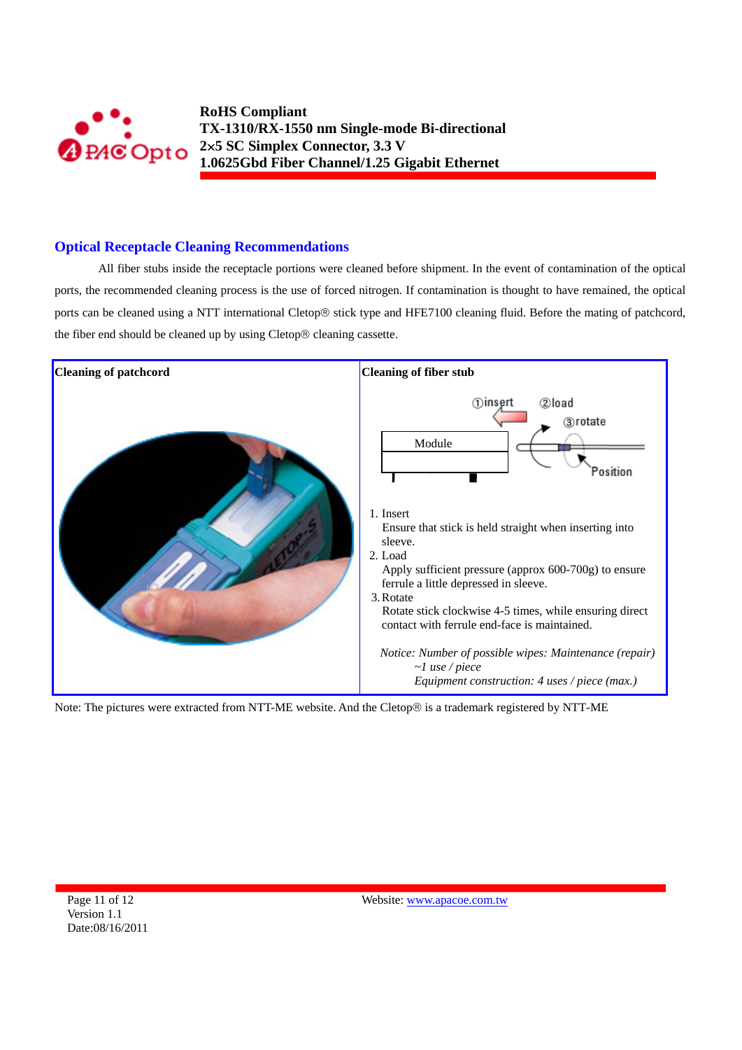## Optical Receptacle Cleaning Recommendations

All fiber stubs inside the receptacle portions were cleaned before shipment. In the event of contamination of the optical ports, the recommended cleaning process is the use of forced nitrogen. If contamination is thought to have remained, the optical ports can be cleaned using a NTT international Cletop® stick type and HFE7100 cleaning fluid. Before the mating of patchcord, the fiber end should be cleaned up by using Cletop® cleaning cassette.

| Cleaning of patchcord | Cleaning of fiber stub |
|---|---|
| | ①insert ②load ③rotate Module Position<br><br>1. Insert<br>Ensure that stick is held straight when inserting into sleeve.<br>2. Load<br>Apply sufficient pressure (approx 600-700g) to ensure ferrule a little depressed in sleeve.<br>3. Rotate<br>Rotate stick clockwise 4-5 times, while ensuring direct contact with ferrule end-face is maintained.<br><br>*Notice: Number of possible wipes: Maintenance (repair) ~1 use / piece*<br>*Equipment construction: 4 uses / piece (max.)* |

Note: The pictures were extracted from NTT-ME website. And the Cletop® is a trademark registered by NTT-ME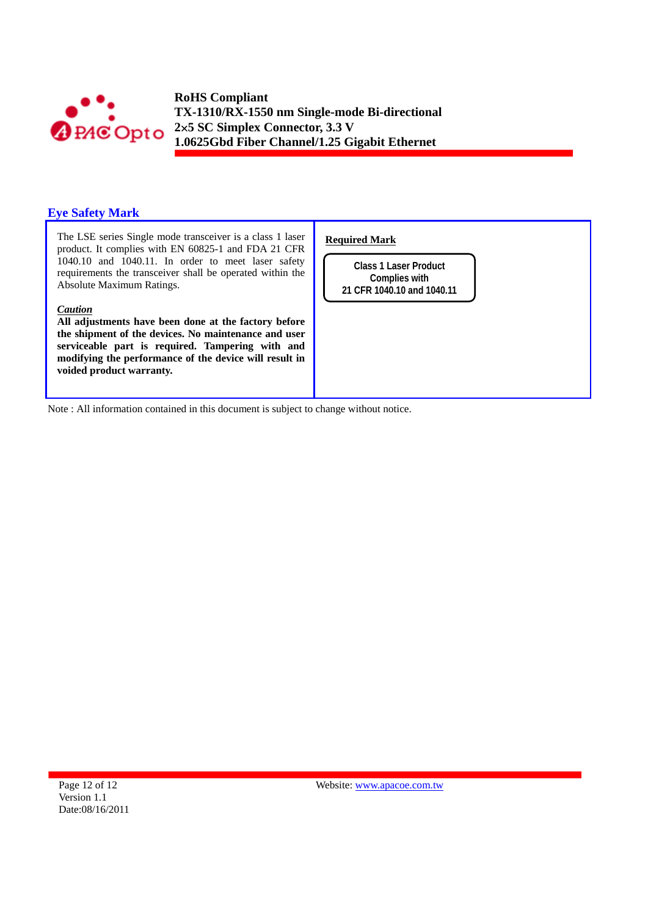## Eye Safety Mark

| | |
|---|---|
| The LSE series Single mode transceiver is a class 1 laser product. It complies with EN 60825-1 and FDA 21 CFR 1040.10 and 1040.11. In order to meet laser safety requirements the transceiver shall be operated within the Absolute Maximum Ratings.<br><br>***Caution***<br>**All adjustments have been done at the factory before the shipment of the devices. No maintenance and user serviceable part is required. Tampering with and modifying the performance of the device will result in voided product warranty.** | **Required Mark**<br><br>**Class 1 Laser Product**<br>**Complies with**<br>**21 CFR 1040.10 and 1040.11** |

Note : All information contained in this document is subject to change without notice.